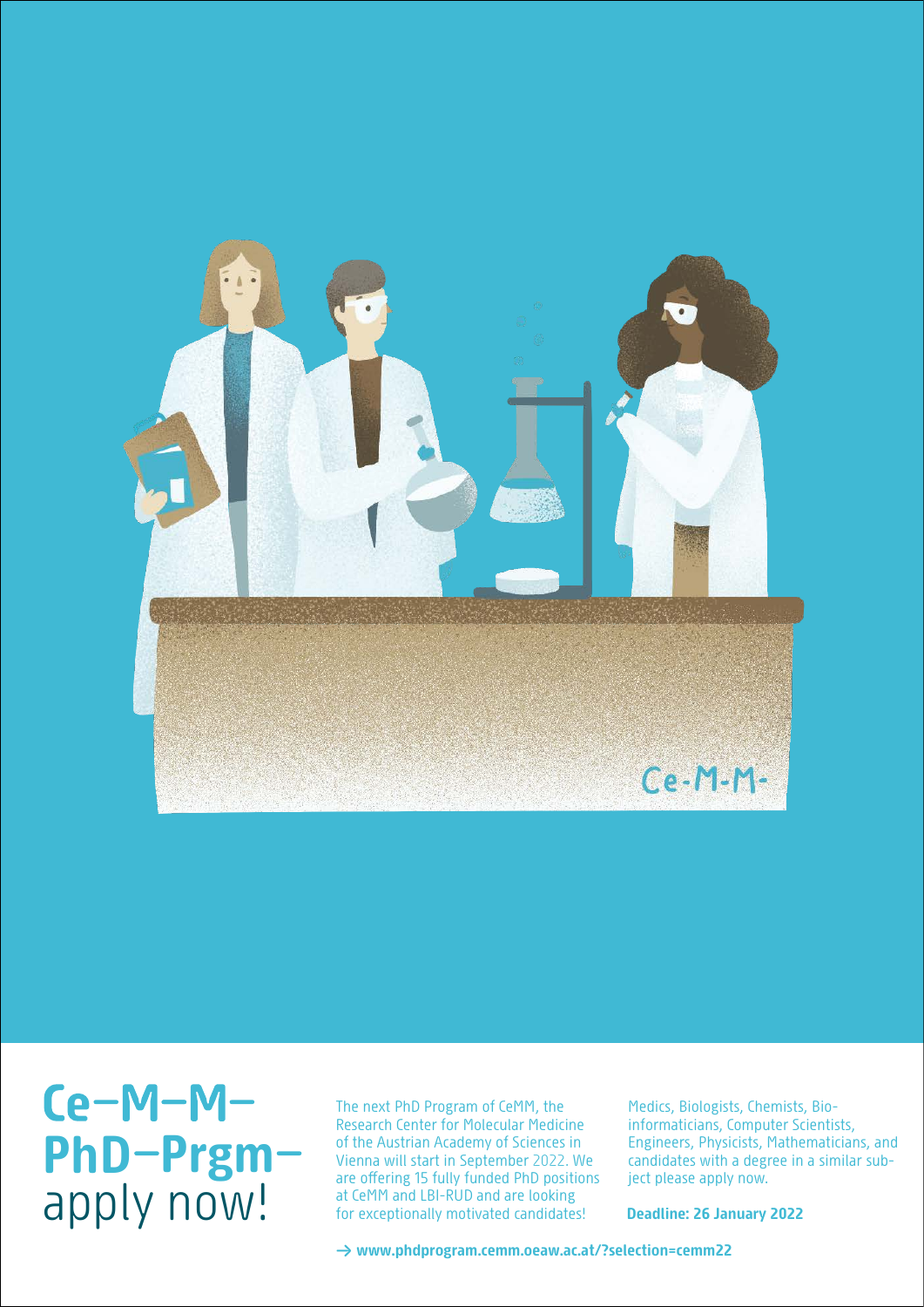# Ce–M–M– PhD–Prgm– apply now!

The next PhD Program of CeMM, the Research Center for Molecular Medicine of the Austrian Academy of Sciences in Vienna will start in September 2022. We are offering 15 fully funded PhD positions at CeMM and LBI-RUD and are looking for exceptionally motivated candidates!

Medics, Biologists, Chemists, Bio-informaticians, Computer Scientists, Engineers, Physicists, Mathematicians, and candidates with a degree in a similar subject please apply now.

**Deadline: 26 January 2022**

**→ www.phdprogram.cemm.oeaw.ac.at/?selection=cemm22**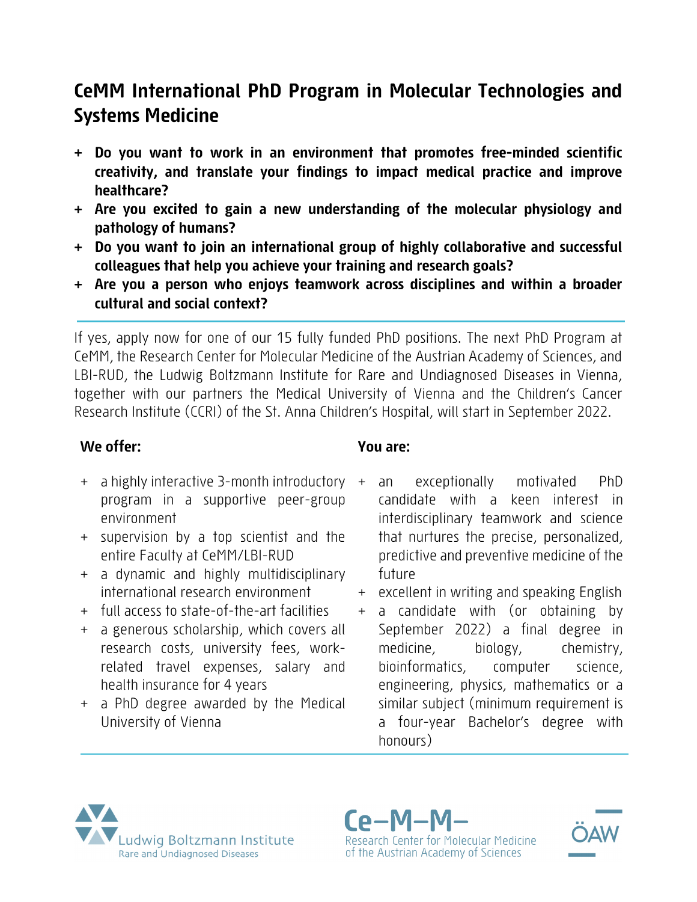# CeMM International PhD Program in Molecular Technologies and Systems Medicine

- **Do you want to work in an environment that promotes free-minded scientific creativity, and translate your findings to impact medical practice and improve healthcare?**
- **Are you excited to gain a new understanding of the molecular physiology and pathology of humans?**
- **Do you want to join an international group of highly collaborative and successful colleagues that help you achieve your training and research goals?**
- **Are you a person who enjoys teamwork across disciplines and within a broader cultural and social context?**

If yes, apply now for one of our 15 fully funded PhD positions. The next PhD Program at CeMM, the Research Center for Molecular Medicine of the Austrian Academy of Sciences, and LBI-RUD, the Ludwig Boltzmann Institute for Rare and Undiagnosed Diseases in Vienna, together with our partners the Medical University of Vienna and the Children's Cancer Research Institute (CCRI) of the St. Anna Children's Hospital, will start in September 2022.

## We offer:

- a highly interactive 3-month introductory program in a supportive peer-group environment
- supervision by a top scientist and the entire Faculty at CeMM/LBI-RUD
- a dynamic and highly multidisciplinary international research environment
- full access to state-of-the-art facilities
- a generous scholarship, which covers all research costs, university fees, work-related travel expenses, salary and health insurance for 4 years
- a PhD degree awarded by the Medical University of Vienna

## You are:

- an exceptionally motivated PhD candidate with a keen interest in interdisciplinary teamwork and science that nurtures the precise, personalized, predictive and preventive medicine of the future
- excellent in writing and speaking English
- a candidate with (or obtaining by September 2022) a final degree in medicine, biology, chemistry, bioinformatics, computer science, engineering, physics, mathematics or a similar subject (minimum requirement is a four-year Bachelor's degree with honours)

Ludwig Boltzmann Institute Rare and Undiagnosed Diseases

Ce-M-M- Research Center for Molecular Medicine of the Austrian Academy of Sciences

ÖAW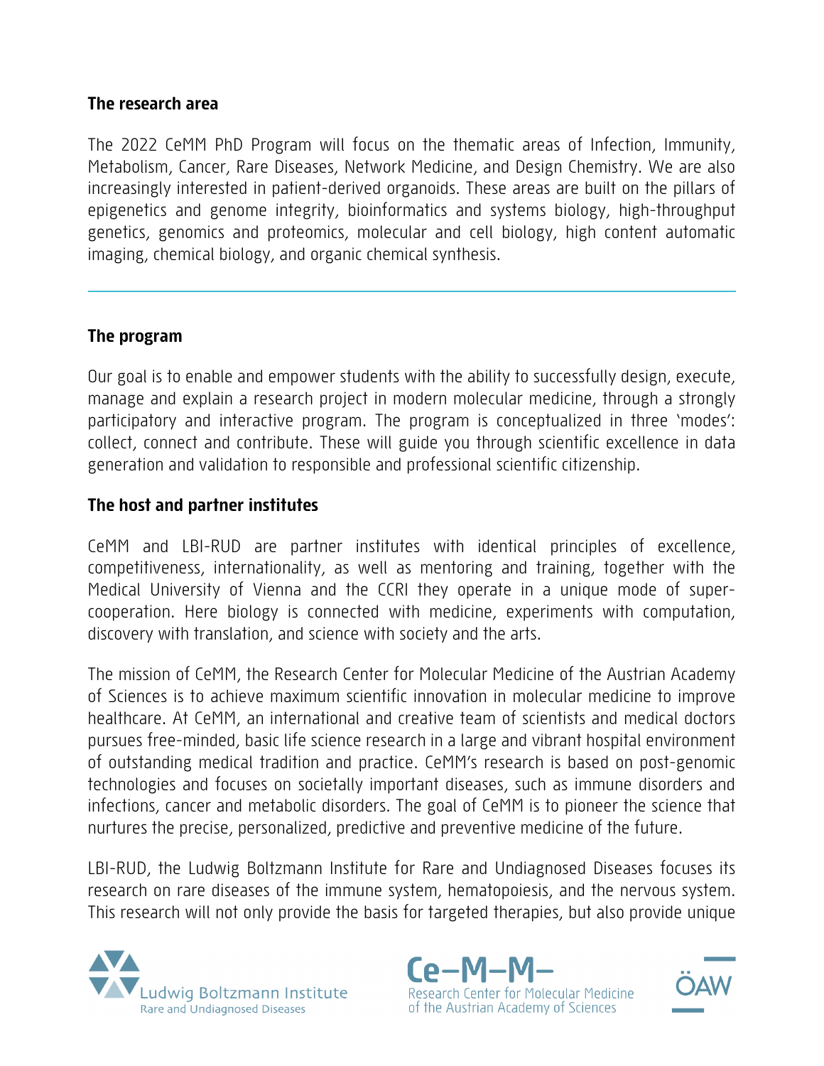## The research area

The 2022 CeMM PhD Program will focus on the thematic areas of Infection, Immunity, Metabolism, Cancer, Rare Diseases, Network Medicine, and Design Chemistry. We are also increasingly interested in patient-derived organoids. These areas are built on the pillars of epigenetics and genome integrity, bioinformatics and systems biology, high-throughput genetics, genomics and proteomics, molecular and cell biology, high content automatic imaging, chemical biology, and organic chemical synthesis.

---

## The program

Our goal is to enable and empower students with the ability to successfully design, execute, manage and explain a research project in modern molecular medicine, through a strongly participatory and interactive program. The program is conceptualized in three 'modes': collect, connect and contribute. These will guide you through scientific excellence in data generation and validation to responsible and professional scientific citizenship.

## The host and partner institutes

CeMM and LBI-RUD are partner institutes with identical principles of excellence, competitiveness, internationality, as well as mentoring and training, together with the Medical University of Vienna and the CCRI they operate in a unique mode of super-cooperation. Here biology is connected with medicine, experiments with computation, discovery with translation, and science with society and the arts.

The mission of CeMM, the Research Center for Molecular Medicine of the Austrian Academy of Sciences is to achieve maximum scientific innovation in molecular medicine to improve healthcare. At CeMM, an international and creative team of scientists and medical doctors pursues free-minded, basic life science research in a large and vibrant hospital environment of outstanding medical tradition and practice. CeMM's research is based on post-genomic technologies and focuses on societally important diseases, such as immune disorders and infections, cancer and metabolic disorders. The goal of CeMM is to pioneer the science that nurtures the precise, personalized, predictive and preventive medicine of the future.

LBI-RUD, the Ludwig Boltzmann Institute for Rare and Undiagnosed Diseases focuses its research on rare diseases of the immune system, hematopoiesis, and the nervous system. This research will not only provide the basis for targeted therapies, but also provide unique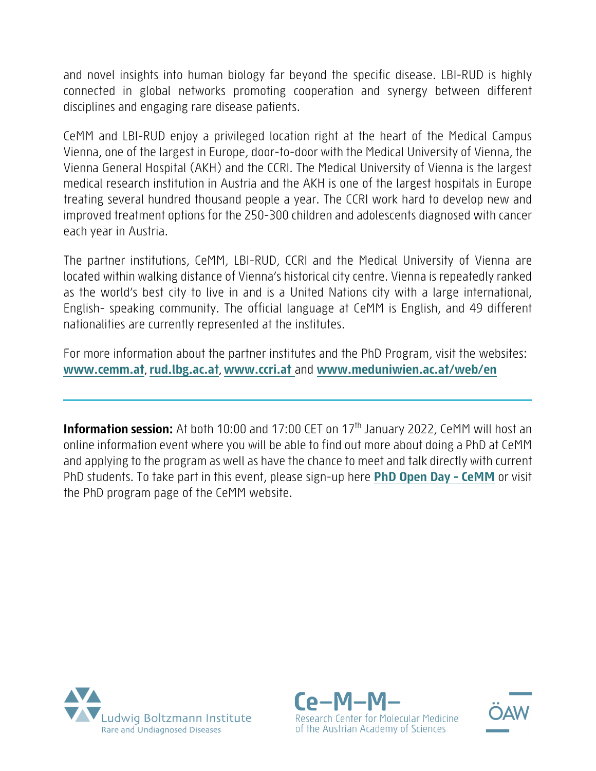and novel insights into human biology far beyond the specific disease. LBI-RUD is highly connected in global networks promoting cooperation and synergy between different disciplines and engaging rare disease patients.

CeMM and LBI-RUD enjoy a privileged location right at the heart of the Medical Campus Vienna, one of the largest in Europe, door-to-door with the Medical University of Vienna, the Vienna General Hospital (AKH) and the CCRI. The Medical University of Vienna is the largest medical research institution in Austria and the AKH is one of the largest hospitals in Europe treating several hundred thousand people a year. The CCRI work hard to develop new and improved treatment options for the 250-300 children and adolescents diagnosed with cancer each year in Austria.

The partner institutions, CeMM, LBI-RUD, CCRI and the Medical University of Vienna are located within walking distance of Vienna's historical city centre. Vienna is repeatedly ranked as the world's best city to live in and is a United Nations city with a large international, English- speaking community. The official language at CeMM is English, and 49 different nationalities are currently represented at the institutes.

For more information about the partner institutes and the PhD Program, visit the websites: **www.cemm.at**, **rud.lbg.ac.at**, **www.ccri.at** and **www.meduniwien.ac.at/web/en**

---

**Information session:** At both 10:00 and 17:00 CET on 17th January 2022, CeMM will host an online information event where you will be able to find out more about doing a PhD at CeMM and applying to the program as well as have the chance to meet and talk directly with current PhD students. To take part in this event, please sign-up here **PhD Open Day - CeMM** or visit the PhD program page of the CeMM website.

Ludwig Boltzmann Institute
Rare and Undiagnosed Diseases

Ce—M—M—
Research Center for Molecular Medicine
of the Austrian Academy of Sciences

ÖAW